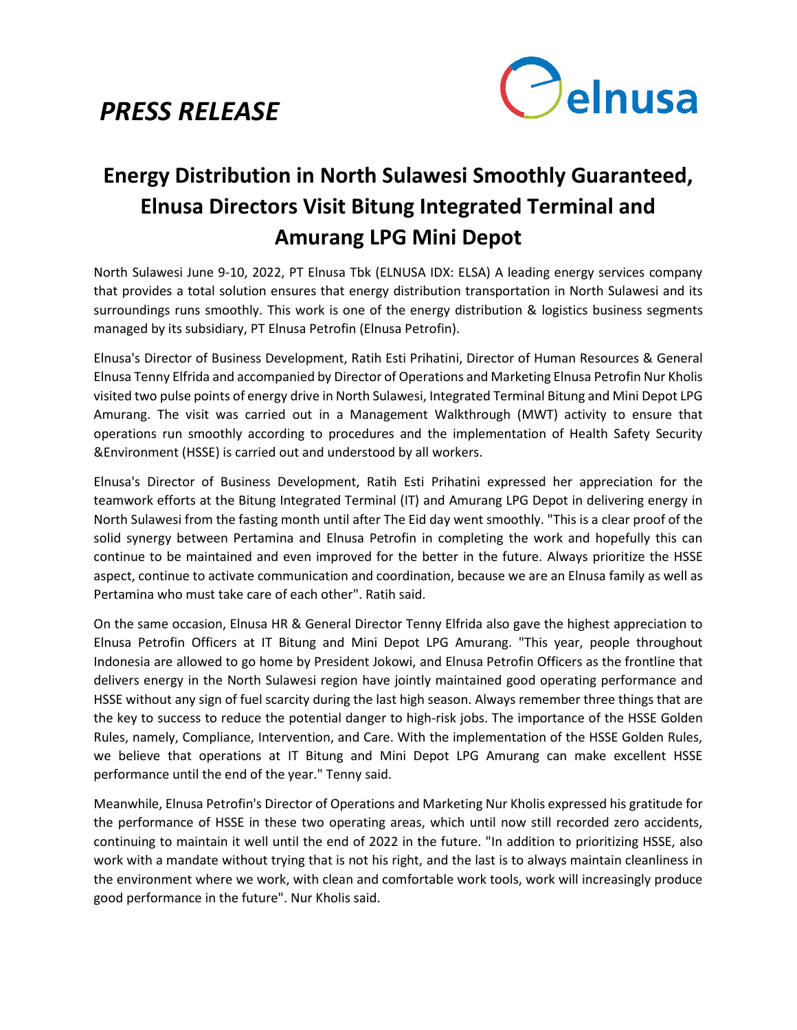*PRESS RELEASE*

# Energy Distribution in North Sulawesi Smoothly Guaranteed, Elnusa Directors Visit Bitung Integrated Terminal and Amurang LPG Mini Depot

North Sulawesi June 9-10, 2022, PT Elnusa Tbk (ELNUSA IDX: ELSA) A leading energy services company that provides a total solution ensures that energy distribution transportation in North Sulawesi and its surroundings runs smoothly. This work is one of the energy distribution & logistics business segments managed by its subsidiary, PT Elnusa Petrofin (Elnusa Petrofin).

Elnusa's Director of Business Development, Ratih Esti Prihatini, Director of Human Resources & General Elnusa Tenny Elfrida and accompanied by Director of Operations and Marketing Elnusa Petrofin Nur Kholis visited two pulse points of energy drive in North Sulawesi, Integrated Terminal Bitung and Mini Depot LPG Amurang. The visit was carried out in a Management Walkthrough (MWT) activity to ensure that operations run smoothly according to procedures and the implementation of Health Safety Security &Environment (HSSE) is carried out and understood by all workers.

Elnusa's Director of Business Development, Ratih Esti Prihatini expressed her appreciation for the teamwork efforts at the Bitung Integrated Terminal (IT) and Amurang LPG Depot in delivering energy in North Sulawesi from the fasting month until after The Eid day went smoothly. "This is a clear proof of the solid synergy between Pertamina and Elnusa Petrofin in completing the work and hopefully this can continue to be maintained and even improved for the better in the future. Always prioritize the HSSE aspect, continue to activate communication and coordination, because we are an Elnusa family as well as Pertamina who must take care of each other". Ratih said.

On the same occasion, Elnusa HR & General Director Tenny Elfrida also gave the highest appreciation to Elnusa Petrofin Officers at IT Bitung and Mini Depot LPG Amurang. "This year, people throughout Indonesia are allowed to go home by President Jokowi, and Elnusa Petrofin Officers as the frontline that delivers energy in the North Sulawesi region have jointly maintained good operating performance and HSSE without any sign of fuel scarcity during the last high season. Always remember three things that are the key to success to reduce the potential danger to high-risk jobs. The importance of the HSSE Golden Rules, namely, Compliance, Intervention, and Care. With the implementation of the HSSE Golden Rules, we believe that operations at IT Bitung and Mini Depot LPG Amurang can make excellent HSSE performance until the end of the year." Tenny said.

Meanwhile, Elnusa Petrofin's Director of Operations and Marketing Nur Kholis expressed his gratitude for the performance of HSSE in these two operating areas, which until now still recorded zero accidents, continuing to maintain it well until the end of 2022 in the future. "In addition to prioritizing HSSE, also work with a mandate without trying that is not his right, and the last is to always maintain cleanliness in the environment where we work, with clean and comfortable work tools, work will increasingly produce good performance in the future". Nur Kholis said.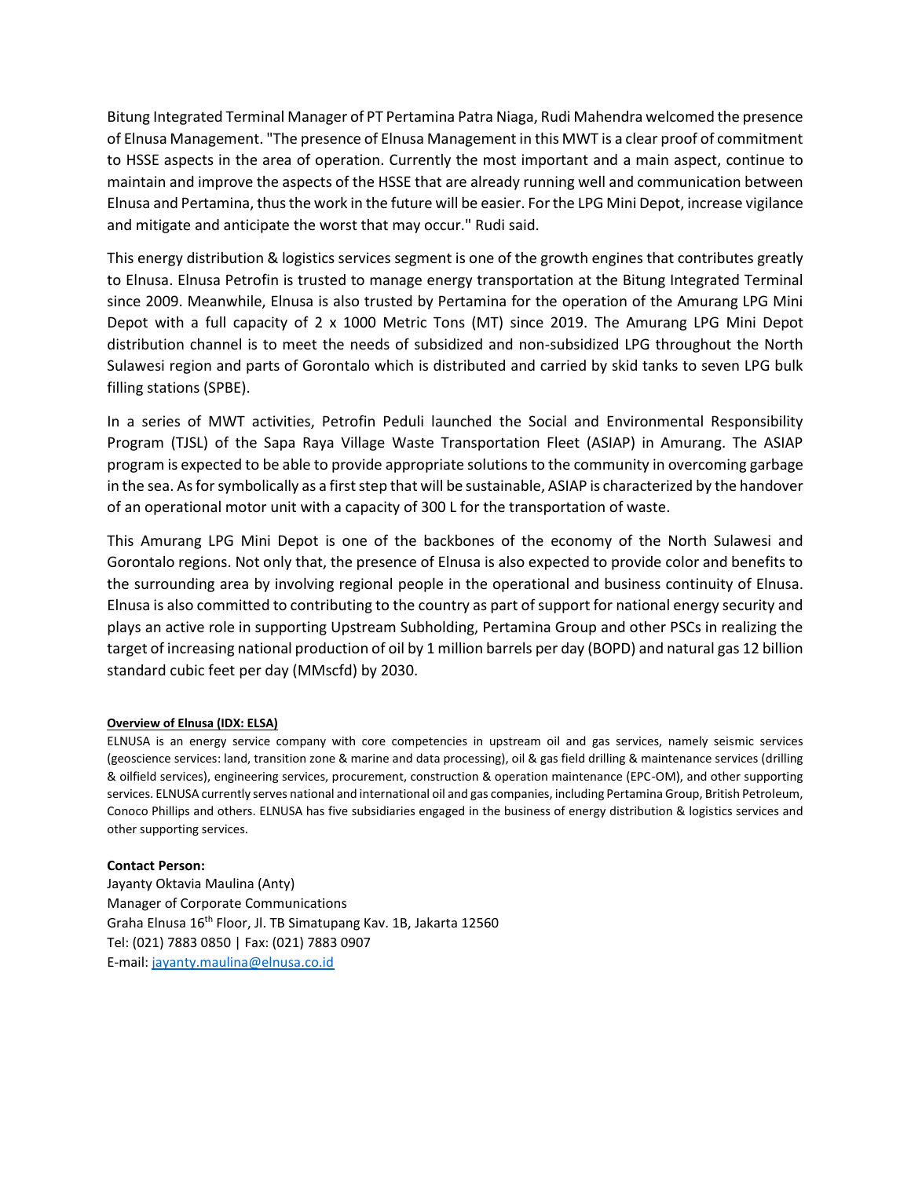Bitung Integrated Terminal Manager of PT Pertamina Patra Niaga, Rudi Mahendra welcomed the presence of Elnusa Management. "The presence of Elnusa Management in this MWT is a clear proof of commitment to HSSE aspects in the area of operation. Currently the most important and a main aspect, continue to maintain and improve the aspects of the HSSE that are already running well and communication between Elnusa and Pertamina, thus the work in the future will be easier. For the LPG Mini Depot, increase vigilance and mitigate and anticipate the worst that may occur." Rudi said.

This energy distribution & logistics services segment is one of the growth engines that contributes greatly to Elnusa. Elnusa Petrofin is trusted to manage energy transportation at the Bitung Integrated Terminal since 2009. Meanwhile, Elnusa is also trusted by Pertamina for the operation of the Amurang LPG Mini Depot with a full capacity of 2 x 1000 Metric Tons (MT) since 2019. The Amurang LPG Mini Depot distribution channel is to meet the needs of subsidized and non-subsidized LPG throughout the North Sulawesi region and parts of Gorontalo which is distributed and carried by skid tanks to seven LPG bulk filling stations (SPBE).

In a series of MWT activities, Petrofin Peduli launched the Social and Environmental Responsibility Program (TJSL) of the Sapa Raya Village Waste Transportation Fleet (ASIAP) in Amurang. The ASIAP program is expected to be able to provide appropriate solutions to the community in overcoming garbage in the sea. As for symbolically as a first step that will be sustainable, ASIAP is characterized by the handover of an operational motor unit with a capacity of 300 L for the transportation of waste.

This Amurang LPG Mini Depot is one of the backbones of the economy of the North Sulawesi and Gorontalo regions. Not only that, the presence of Elnusa is also expected to provide color and benefits to the surrounding area by involving regional people in the operational and business continuity of Elnusa. Elnusa is also committed to contributing to the country as part of support for national energy security and plays an active role in supporting Upstream Subholding, Pertamina Group and other PSCs in realizing the target of increasing national production of oil by 1 million barrels per day (BOPD) and natural gas 12 billion standard cubic feet per day (MMscfd) by 2030.

**Overview of Elnusa (IDX: ELSA)**

ELNUSA is an energy service company with core competencies in upstream oil and gas services, namely seismic services (geoscience services: land, transition zone & marine and data processing), oil & gas field drilling & maintenance services (drilling & oilfield services), engineering services, procurement, construction & operation maintenance (EPC-OM), and other supporting services. ELNUSA currently serves national and international oil and gas companies, including Pertamina Group, British Petroleum, Conoco Phillips and others. ELNUSA has five subsidiaries engaged in the business of energy distribution & logistics services and other supporting services.

**Contact Person:**

Jayanty Oktavia Maulina (Anty)
Manager of Corporate Communications
Graha Elnusa 16th Floor, Jl. TB Simatupang Kav. 1B, Jakarta 12560
Tel: (021) 7883 0850 | Fax: (021) 7883 0907
E-mail: jayanty.maulina@elnusa.co.id